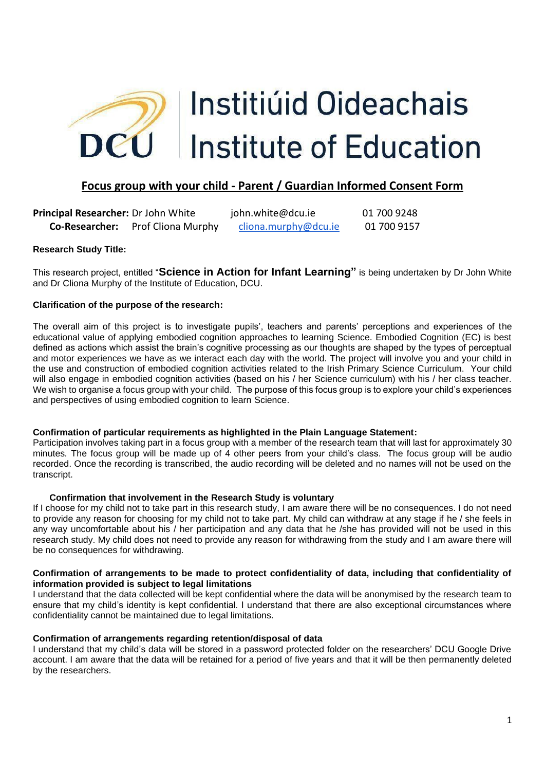# Institiúid Oideachais Institute of Education

## Focus group with your child - Parent / Guardian Informed Consent Form

| | | | |
|---|---|---|---|
| **Principal Researcher:** | Dr John White | john.white@dcu.ie | 01 700 9248 |
| **Co-Researcher:** | Prof Cliona Murphy | cliona.murphy@dcu.ie | 01 700 9157 |

**Research Study Title:**

This research project, entitled "**Science in Action for Infant Learning"** is being undertaken by Dr John White and Dr Cliona Murphy of the Institute of Education, DCU.

**Clarification of the purpose of the research:**

The overall aim of this project is to investigate pupils', teachers and parents' perceptions and experiences of the educational value of applying embodied cognition approaches to learning Science. Embodied Cognition (EC) is best defined as actions which assist the brain's cognitive processing as our thoughts are shaped by the types of perceptual and motor experiences we have as we interact each day with the world. The project will involve you and your child in the use and construction of embodied cognition activities related to the Irish Primary Science Curriculum. Your child will also engage in embodied cognition activities (based on his / her Science curriculum) with his / her class teacher. We wish to organise a focus group with your child. The purpose of this focus group is to explore your child's experiences and perspectives of using embodied cognition to learn Science.

**Confirmation of particular requirements as highlighted in the Plain Language Statement:**

Participation involves taking part in a focus group with a member of the research team that will last for approximately 30 minutes*.* The focus group will be made up of 4 other peers from your child's class. The focus group will be audio recorded. Once the recording is transcribed, the audio recording will be deleted and no names will not be used on the transcript.

**Confirmation that involvement in the Research Study is voluntary**

If I choose for my child not to take part in this research study, I am aware there will be no consequences. I do not need to provide any reason for choosing for my child not to take part. My child can withdraw at any stage if he / she feels in any way uncomfortable about his / her participation and any data that he /she has provided will not be used in this research study. My child does not need to provide any reason for withdrawing from the study and I am aware there will be no consequences for withdrawing.

**Confirmation of arrangements to be made to protect confidentiality of data, including that confidentiality of information provided is subject to legal limitations**

I understand that the data collected will be kept confidential where the data will be anonymised by the research team to ensure that my child's identity is kept confidential. I understand that there are also exceptional circumstances where confidentiality cannot be maintained due to legal limitations.

**Confirmation of arrangements regarding retention/disposal of data**

I understand that my child's data will be stored in a password protected folder on the researchers' DCU Google Drive account. I am aware that the data will be retained for a period of five years and that it will be then permanently deleted by the researchers.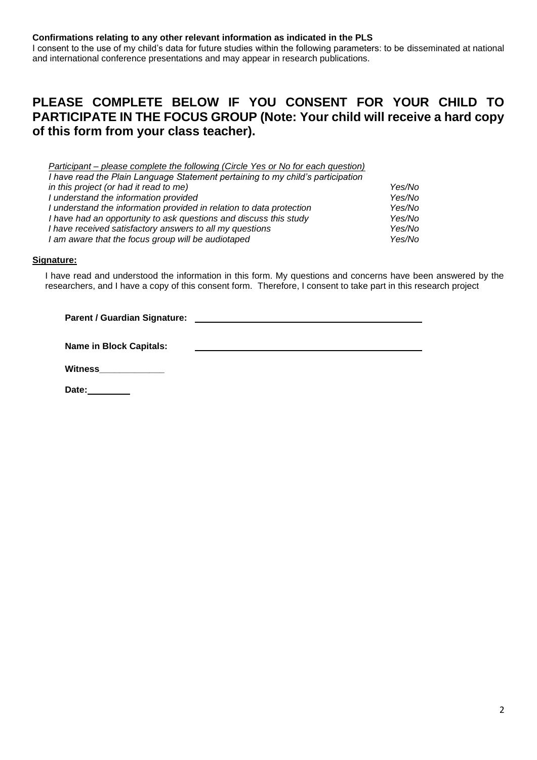**Confirmations relating to any other relevant information as indicated in the PLS**

I consent to the use of my child's data for future studies within the following parameters: to be disseminated at national and international conference presentations and may appear in research publications.

## PLEASE COMPLETE BELOW IF YOU CONSENT FOR YOUR CHILD TO PARTICIPATE IN THE FOCUS GROUP (Note: Your child will receive a hard copy of this form from your class teacher).

*Participant – please complete the following (Circle Yes or No for each question)*

| | |
|---|---|
| *I have read the Plain Language Statement pertaining to my child's participation in this project (or had it read to me)* | *Yes/No* |
| *I understand the information provided* | *Yes/No* |
| *I understand the information provided in relation to data protection* | *Yes/No* |
| *I have had an opportunity to ask questions and discuss this study* | *Yes/No* |
| *I have received satisfactory answers to all my questions* | *Yes/No* |
| *I am aware that the focus group will be audiotaped* | *Yes/No* |

**Signature:**

I have read and understood the information in this form. My questions and concerns have been answered by the researchers, and I have a copy of this consent form. Therefore, I consent to take part in this research project

**Parent / Guardian Signature:** ____________________________________________

**Name in Block Capitals:** ____________________________________________

**Witness**_____________

**Date:**_________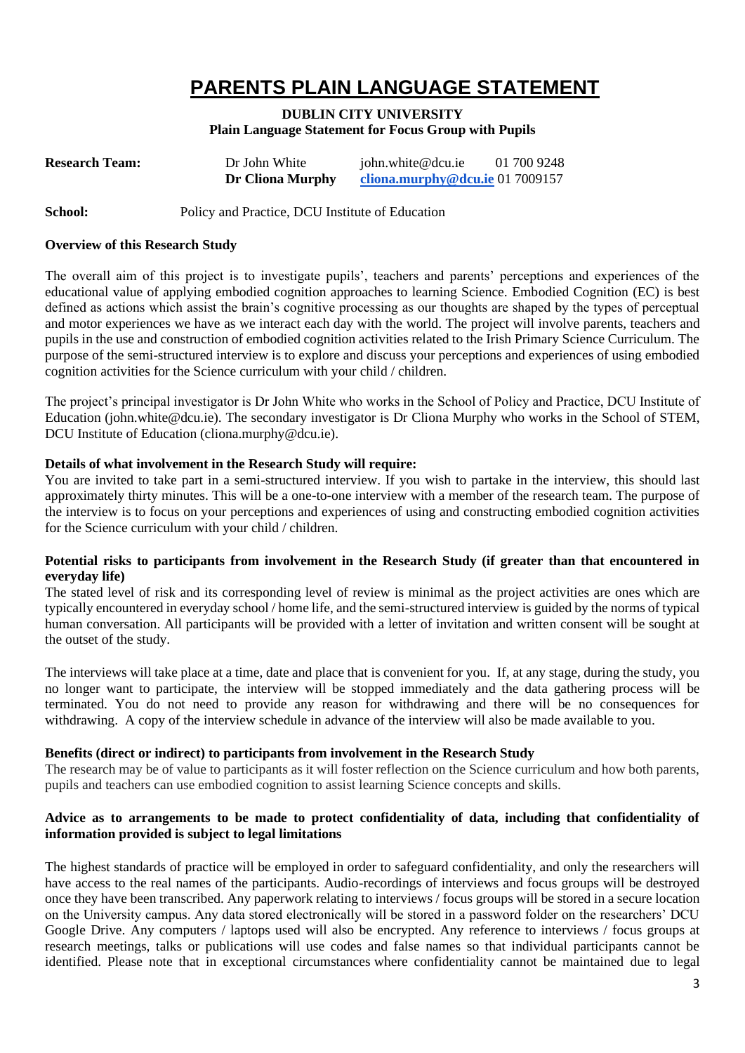# PARENTS PLAIN LANGUAGE STATEMENT

**DUBLIN CITY UNIVERSITY**
**Plain Language Statement for Focus Group with Pupils**

| | | | |
|---|---|---|---|
| **Research Team:** | Dr John White | john.white@dcu.ie | 01 700 9248 |
| | **Dr Cliona Murphy** | **cliona.murphy@dcu.ie** | 01 7009157 |

**School:** Policy and Practice, DCU Institute of Education

**Overview of this Research Study**

The overall aim of this project is to investigate pupils', teachers and parents' perceptions and experiences of the educational value of applying embodied cognition approaches to learning Science. Embodied Cognition (EC) is best defined as actions which assist the brain's cognitive processing as our thoughts are shaped by the types of perceptual and motor experiences we have as we interact each day with the world. The project will involve parents, teachers and pupils in the use and construction of embodied cognition activities related to the Irish Primary Science Curriculum. The purpose of the semi-structured interview is to explore and discuss your perceptions and experiences of using embodied cognition activities for the Science curriculum with your child / children.

The project's principal investigator is Dr John White who works in the School of Policy and Practice, DCU Institute of Education (john.white@dcu.ie). The secondary investigator is Dr Cliona Murphy who works in the School of STEM, DCU Institute of Education (cliona.murphy@dcu.ie).

**Details of what involvement in the Research Study will require:**

You are invited to take part in a semi-structured interview. If you wish to partake in the interview, this should last approximately thirty minutes. This will be a one-to-one interview with a member of the research team. The purpose of the interview is to focus on your perceptions and experiences of using and constructing embodied cognition activities for the Science curriculum with your child / children.

**Potential risks to participants from involvement in the Research Study (if greater than that encountered in everyday life)**

The stated level of risk and its corresponding level of review is minimal as the project activities are ones which are typically encountered in everyday school / home life, and the semi-structured interview is guided by the norms of typical human conversation. All participants will be provided with a letter of invitation and written consent will be sought at the outset of the study.

The interviews will take place at a time, date and place that is convenient for you. If, at any stage, during the study, you no longer want to participate, the interview will be stopped immediately and the data gathering process will be terminated. You do not need to provide any reason for withdrawing and there will be no consequences for withdrawing. A copy of the interview schedule in advance of the interview will also be made available to you.

**Benefits (direct or indirect) to participants from involvement in the Research Study**

The research may be of value to participants as it will foster reflection on the Science curriculum and how both parents, pupils and teachers can use embodied cognition to assist learning Science concepts and skills.

**Advice as to arrangements to be made to protect confidentiality of data, including that confidentiality of information provided is subject to legal limitations**

The highest standards of practice will be employed in order to safeguard confidentiality, and only the researchers will have access to the real names of the participants. Audio-recordings of interviews and focus groups will be destroyed once they have been transcribed. Any paperwork relating to interviews / focus groups will be stored in a secure location on the University campus. Any data stored electronically will be stored in a password folder on the researchers' DCU Google Drive. Any computers / laptops used will also be encrypted. Any reference to interviews / focus groups at research meetings, talks or publications will use codes and false names so that individual participants cannot be identified. Please note that in exceptional circumstances where confidentiality cannot be maintained due to legal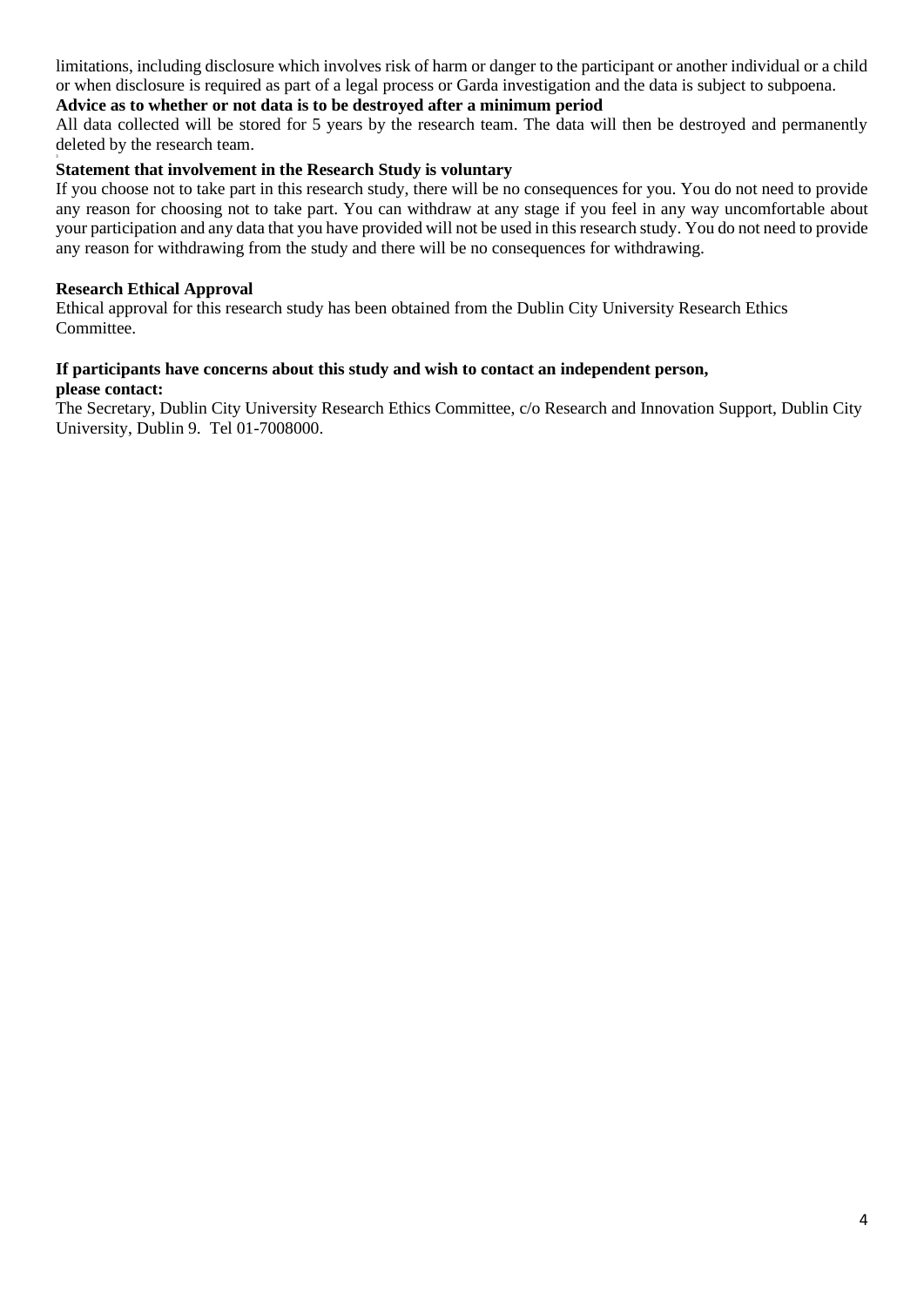limitations, including disclosure which involves risk of harm or danger to the participant or another individual or a child or when disclosure is required as part of a legal process or Garda investigation and the data is subject to subpoena.

**Advice as to whether or not data is to be destroyed after a minimum period**

All data collected will be stored for 5 years by the research team. The data will then be destroyed and permanently deleted by the research team.

**Statement that involvement in the Research Study is voluntary**

If you choose not to take part in this research study, there will be no consequences for you. You do not need to provide any reason for choosing not to take part. You can withdraw at any stage if you feel in any way uncomfortable about your participation and any data that you have provided will not be used in this research study. You do not need to provide any reason for withdrawing from the study and there will be no consequences for withdrawing.

**Research Ethical Approval**

Ethical approval for this research study has been obtained from the Dublin City University Research Ethics Committee.

**If participants have concerns about this study and wish to contact an independent person, please contact:**

The Secretary, Dublin City University Research Ethics Committee, c/o Research and Innovation Support, Dublin City University, Dublin 9. Tel 01-7008000.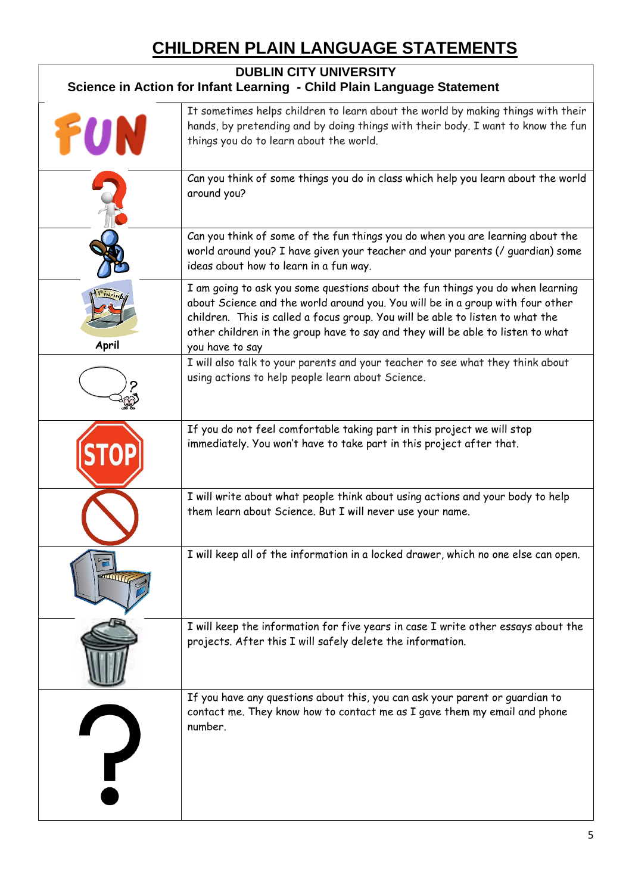# CHILDREN PLAIN LANGUAGE STATEMENTS

## DUBLIN CITY UNIVERSITY
### Science in Action for Infant Learning - Child Plain Language Statement

| | |
|---|---|
| FUN | It sometimes helps children to learn about the world by making things with their hands, by pretending and by doing things with their body. I want to know the fun things you do to learn about the world. |
| | Can you think of some things you do in class which help you learn about the world around you? |
| | Can you think of some of the fun things you do when you are learning about the world around you? I have given your teacher and your parents (/ guardian) some ideas about how to learn in a fun way. |
| April | I am going to ask you some questions about the fun things you do when learning about Science and the world around you. You will be in a group with four other children. This is called a focus group. You will be able to listen to what the other children in the group have to say and they will be able to listen to what you have to say |
| | I will also talk to your parents and your teacher to see what they think about using actions to help people learn about Science. |
| STOP | If you do not feel comfortable taking part in this project we will stop immediately. You won't have to take part in this project after that. |
| | I will write about what people think about using actions and your body to help them learn about Science. But I will never use your name. |
| | I will keep all of the information in a locked drawer, which no one else can open. |
| | I will keep the information for five years in case I write other essays about the projects. After this I will safely delete the information. |
| ? | If you have any questions about this, you can ask your parent or guardian to contact me. They know how to contact me as I gave them my email and phone number. |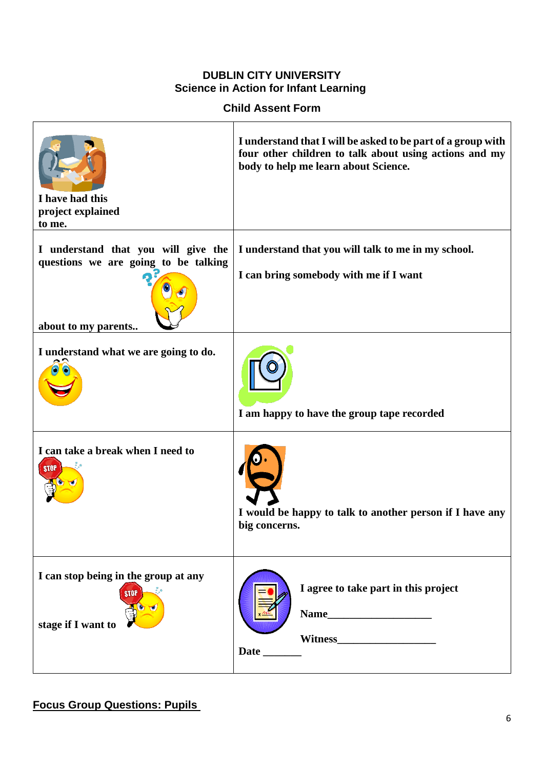**DUBLIN CITY UNIVERSITY**
**Science in Action for Infant Learning**

**Child Assent Form**

| | |
|---|---|
| **I have had this project explained to me.** | **I understand that I will be asked to be part of a group with four other children to talk about using actions and my body to help me learn about Science.** |
| **I understand that you will give the questions we are going to be talking about to my parents..** | **I understand that you will talk to me in my school.** <br><br> **I can bring somebody with me if I want** |
| **I understand what we are going to do.** | **I am happy to have the group tape recorded** |
| **I can take a break when I need to** | **I would be happy to talk to another person if I have any big concerns.** |
| **I can stop being in the group at any stage if I want to** | **I agree to take part in this project** <br><br> **Name\_\_\_\_\_\_\_\_\_\_\_\_\_\_\_\_\_\_\_** <br><br> **Witness\_\_\_\_\_\_\_\_\_\_\_\_\_\_\_\_\_\_** <br><br> **Date \_\_\_\_\_\_\_** |

**Focus Group Questions: Pupils**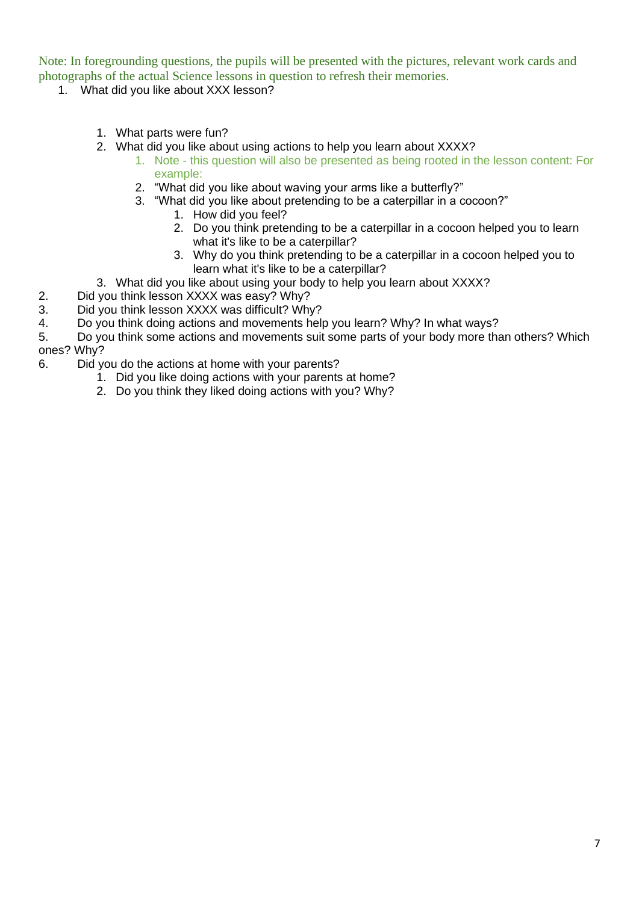Note: In foregrounding questions, the pupils will be presented with the pictures, relevant work cards and photographs of the actual Science lessons in question to refresh their memories.

1. What did you like about XXX lesson?
    1. What parts were fun?
    2. What did you like about using actions to help you learn about XXXX?
        1. Note - this question will also be presented as being rooted in the lesson content: For example:
        2. "What did you like about waving your arms like a butterfly?"
        3. "What did you like about pretending to be a caterpillar in a cocoon?"
            1. How did you feel?
            2. Do you think pretending to be a caterpillar in a cocoon helped you to learn what it's like to be a caterpillar?
            3. Why do you think pretending to be a caterpillar in a cocoon helped you to learn what it's like to be a caterpillar?
    3. What did you like about using your body to help you learn about XXXX?
2. Did you think lesson XXXX was easy? Why?
3. Did you think lesson XXXX was difficult? Why?
4. Do you think doing actions and movements help you learn? Why? In what ways?
5. Do you think some actions and movements suit some parts of your body more than others? Which ones? Why?
6. Did you do the actions at home with your parents?
    1. Did you like doing actions with your parents at home?
    2. Do you think they liked doing actions with you? Why?